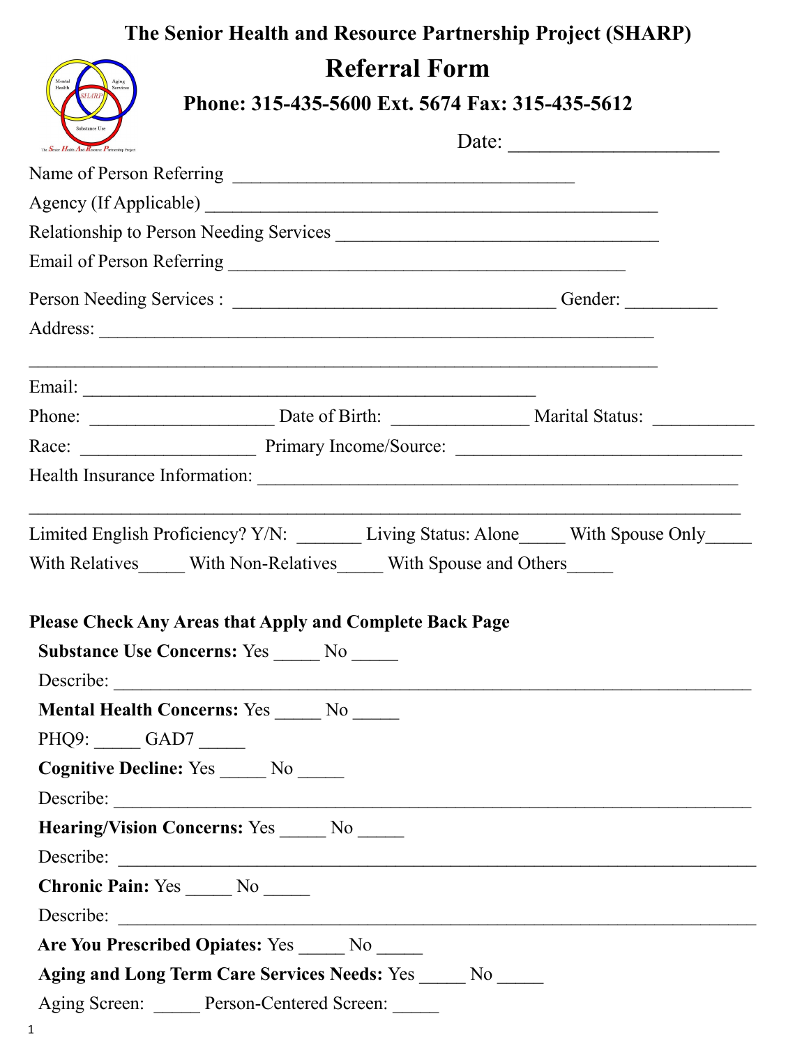# The Senior Health and Resource Partnership Project (SHARP)

## Referral Form

**Phone: 315-435-5600 Ext. 5674 Fax: 315-435-5612**

Date: ______________________

Name of Person Referring ____________________________________

Agency (If Applicable) ______________________________________________

Relationship to Person Needing Services ___________________________________

Email of Person Referring __________________________________________

Person Needing Services : __________________________________ Gender: __________

Address: ___________________________________________________________

___________________________________________________________________

Email: _______________________________________________

Phone: ___________________ Date of Birth: ______________ Marital Status: ___________

Race: __________________ Primary Income/Source: ______________________________

Health Insurance Information: ___________________________________________________

_____________________________________________________________________________

Limited English Proficiency? Y/N: _______ Living Status: Alone_____ With Spouse Only_____ With Relatives_____ With Non-Relatives_____ With Spouse and Others_____

**Please Check Any Areas that Apply and Complete Back Page**

**Substance Use Concerns:** Yes _____ No _____

Describe: ___________________________________________________________________

**Mental Health Concerns:** Yes _____ No _____

PHQ9: _____ GAD7 _____

**Cognitive Decline:** Yes _____ No _____

Describe: ___________________________________________________________________

**Hearing/Vision Concerns:** Yes _____ No _____

Describe: ___________________________________________________________________

**Chronic Pain:** Yes _____ No _____

Describe: ___________________________________________________________________

**Are You Prescribed Opiates:** Yes _____ No _____

**Aging and Long Term Care Services Needs:** Yes _____ No _____

Aging Screen: _____ Person-Centered Screen: _____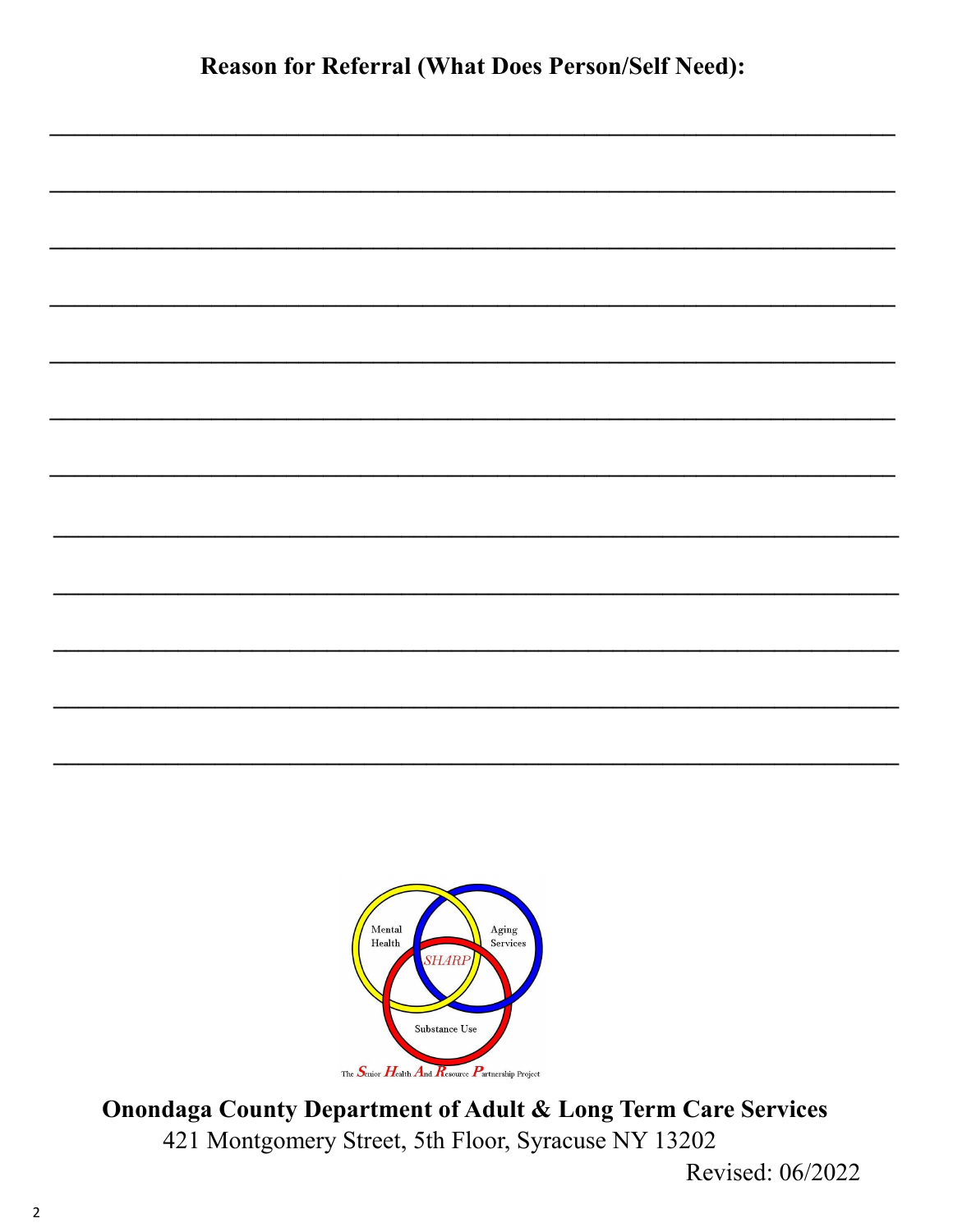**Reason for Referral (What Does Person/Self Need):**

\_\_\_\_\_\_\_\_\_\_\_\_\_\_\_\_\_\_\_\_\_\_\_\_\_\_\_\_\_\_\_\_\_\_\_\_\_\_\_\_\_\_\_\_\_\_\_\_\_\_\_\_\_\_\_\_\_\_\_\_\_\_\_\_\_\_

\_\_\_\_\_\_\_\_\_\_\_\_\_\_\_\_\_\_\_\_\_\_\_\_\_\_\_\_\_\_\_\_\_\_\_\_\_\_\_\_\_\_\_\_\_\_\_\_\_\_\_\_\_\_\_\_\_\_\_\_\_\_\_\_\_\_

\_\_\_\_\_\_\_\_\_\_\_\_\_\_\_\_\_\_\_\_\_\_\_\_\_\_\_\_\_\_\_\_\_\_\_\_\_\_\_\_\_\_\_\_\_\_\_\_\_\_\_\_\_\_\_\_\_\_\_\_\_\_\_\_\_\_

\_\_\_\_\_\_\_\_\_\_\_\_\_\_\_\_\_\_\_\_\_\_\_\_\_\_\_\_\_\_\_\_\_\_\_\_\_\_\_\_\_\_\_\_\_\_\_\_\_\_\_\_\_\_\_\_\_\_\_\_\_\_\_\_\_\_

\_\_\_\_\_\_\_\_\_\_\_\_\_\_\_\_\_\_\_\_\_\_\_\_\_\_\_\_\_\_\_\_\_\_\_\_\_\_\_\_\_\_\_\_\_\_\_\_\_\_\_\_\_\_\_\_\_\_\_\_\_\_\_\_\_\_

\_\_\_\_\_\_\_\_\_\_\_\_\_\_\_\_\_\_\_\_\_\_\_\_\_\_\_\_\_\_\_\_\_\_\_\_\_\_\_\_\_\_\_\_\_\_\_\_\_\_\_\_\_\_\_\_\_\_\_\_\_\_\_\_\_\_

\_\_\_\_\_\_\_\_\_\_\_\_\_\_\_\_\_\_\_\_\_\_\_\_\_\_\_\_\_\_\_\_\_\_\_\_\_\_\_\_\_\_\_\_\_\_\_\_\_\_\_\_\_\_\_\_\_\_\_\_\_\_\_\_\_\_

\_\_\_\_\_\_\_\_\_\_\_\_\_\_\_\_\_\_\_\_\_\_\_\_\_\_\_\_\_\_\_\_\_\_\_\_\_\_\_\_\_\_\_\_\_\_\_\_\_\_\_\_\_\_\_\_\_\_\_\_\_\_\_\_\_\_

\_\_\_\_\_\_\_\_\_\_\_\_\_\_\_\_\_\_\_\_\_\_\_\_\_\_\_\_\_\_\_\_\_\_\_\_\_\_\_\_\_\_\_\_\_\_\_\_\_\_\_\_\_\_\_\_\_\_\_\_\_\_\_\_\_\_

\_\_\_\_\_\_\_\_\_\_\_\_\_\_\_\_\_\_\_\_\_\_\_\_\_\_\_\_\_\_\_\_\_\_\_\_\_\_\_\_\_\_\_\_\_\_\_\_\_\_\_\_\_\_\_\_\_\_\_\_\_\_\_\_\_\_

\_\_\_\_\_\_\_\_\_\_\_\_\_\_\_\_\_\_\_\_\_\_\_\_\_\_\_\_\_\_\_\_\_\_\_\_\_\_\_\_\_\_\_\_\_\_\_\_\_\_\_\_\_\_\_\_\_\_\_\_\_\_\_\_\_\_

\_\_\_\_\_\_\_\_\_\_\_\_\_\_\_\_\_\_\_\_\_\_\_\_\_\_\_\_\_\_\_\_\_\_\_\_\_\_\_\_\_\_\_\_\_\_\_\_\_\_\_\_\_\_\_\_\_\_\_\_\_\_\_\_\_\_

Mental Health

Aging Services

SHARP

Substance Use

The Senior Health And Resource Partnership Project

**Onondaga County Department of Adult & Long Term Care Services**

421 Montgomery Street, 5th Floor, Syracuse NY 13202

Revised: 06/2022